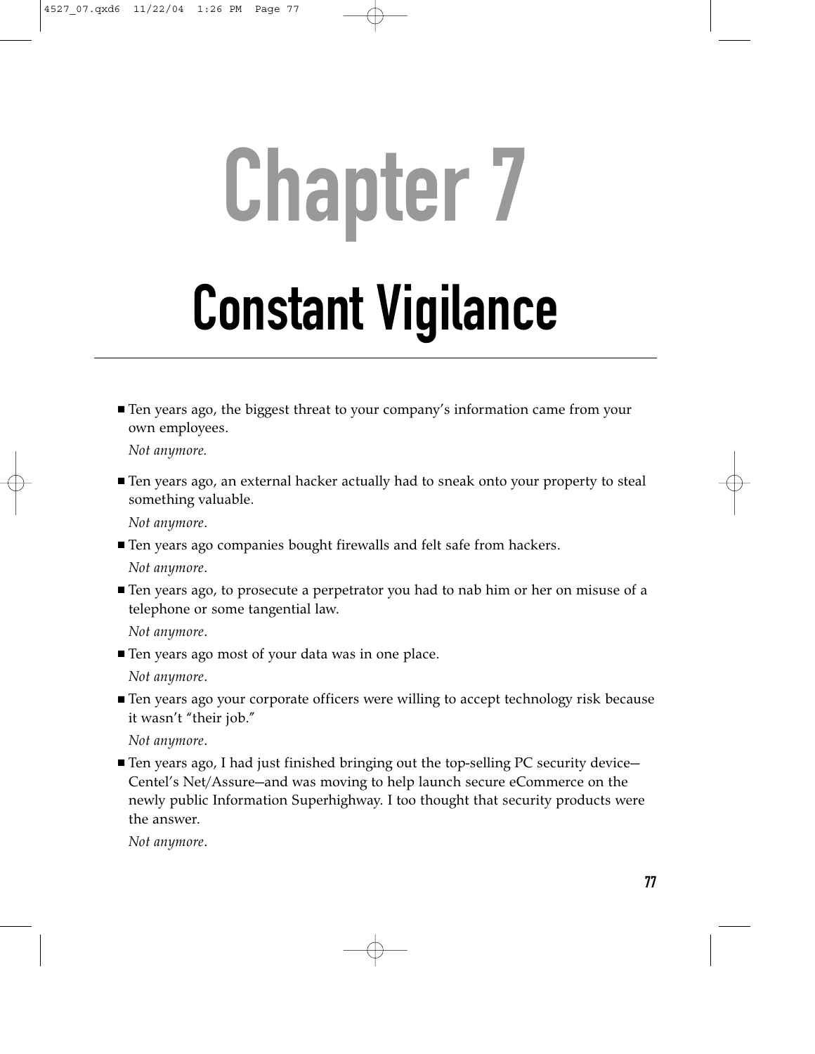# Chapter 7

# Constant Vigilance

- Ten years ago, the biggest threat to your company's information came from your own employees.

  *Not anymore.*

- Ten years ago, an external hacker actually had to sneak onto your property to steal something valuable.

  *Not anymore*.

- Ten years ago companies bought firewalls and felt safe from hackers.

  *Not anymore*.

- Ten years ago, to prosecute a perpetrator you had to nab him or her on misuse of a telephone or some tangential law.

  *Not anymore*.

- Ten years ago most of your data was in one place.

  *Not anymore*.

- Ten years ago your corporate officers were willing to accept technology risk because it wasn't "their job."

  *Not anymore*.

- Ten years ago, I had just finished bringing out the top-selling PC security device—Centel's Net/Assure—and was moving to help launch secure eCommerce on the newly public Information Superhighway. I too thought that security products were the answer.

  *Not anymore*.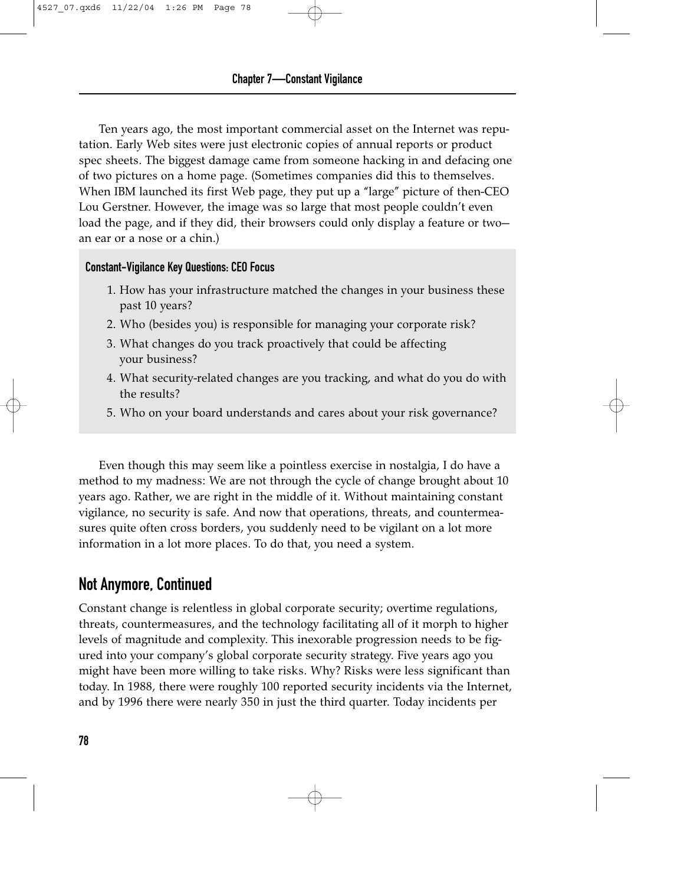Ten years ago, the most important commercial asset on the Internet was reputation. Early Web sites were just electronic copies of annual reports or product spec sheets. The biggest damage came from someone hacking in and defacing one of two pictures on a home page. (Sometimes companies did this to themselves. When IBM launched its first Web page, they put up a "large" picture of then-CEO Lou Gerstner. However, the image was so large that most people couldn't even load the page, and if they did, their browsers could only display a feature or two—an ear or a nose or a chin.)

**Constant-Vigilance Key Questions: CEO Focus**

1. How has your infrastructure matched the changes in your business these past 10 years?
2. Who (besides you) is responsible for managing your corporate risk?
3. What changes do you track proactively that could be affecting your business?
4. What security-related changes are you tracking, and what do you do with the results?
5. Who on your board understands and cares about your risk governance?

Even though this may seem like a pointless exercise in nostalgia, I do have a method to my madness: We are not through the cycle of change brought about 10 years ago. Rather, we are right in the middle of it. Without maintaining constant vigilance, no security is safe. And now that operations, threats, and countermeasures quite often cross borders, you suddenly need to be vigilant on a lot more information in a lot more places. To do that, you need a system.

## Not Anymore, Continued

Constant change is relentless in global corporate security; overtime regulations, threats, countermeasures, and the technology facilitating all of it morph to higher levels of magnitude and complexity. This inexorable progression needs to be figured into your company's global corporate security strategy. Five years ago you might have been more willing to take risks. Why? Risks were less significant than today. In 1988, there were roughly 100 reported security incidents via the Internet, and by 1996 there were nearly 350 in just the third quarter. Today incidents per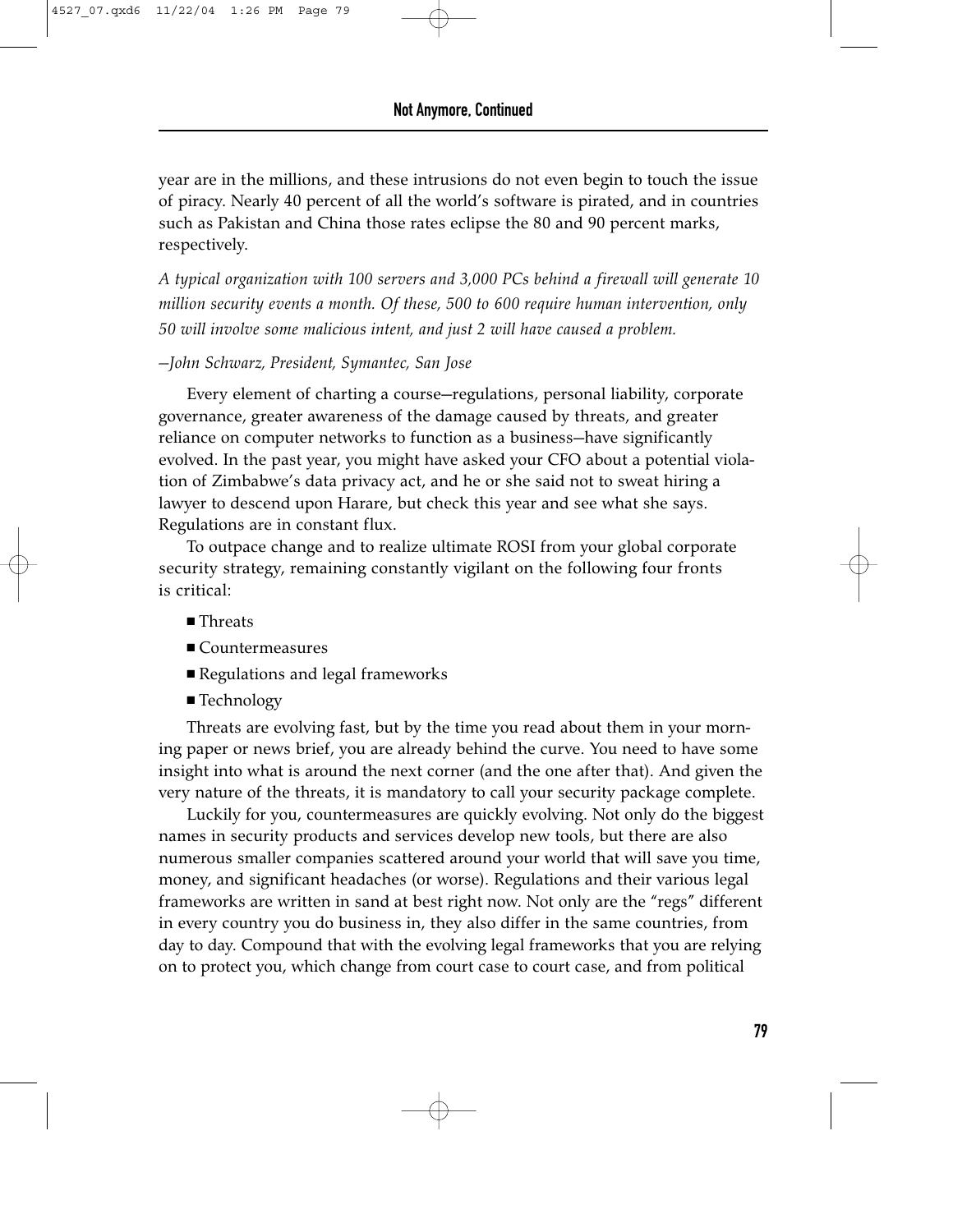year are in the millions, and these intrusions do not even begin to touch the issue of piracy. Nearly 40 percent of all the world's software is pirated, and in countries such as Pakistan and China those rates eclipse the 80 and 90 percent marks, respectively.

*A typical organization with 100 servers and 3,000 PCs behind a firewall will generate 10 million security events a month. Of these, 500 to 600 require human intervention, only 50 will involve some malicious intent, and just 2 will have caused a problem.*

*—John Schwarz, President, Symantec, San Jose*

Every element of charting a course—regulations, personal liability, corporate governance, greater awareness of the damage caused by threats, and greater reliance on computer networks to function as a business—have significantly evolved. In the past year, you might have asked your CFO about a potential violation of Zimbabwe's data privacy act, and he or she said not to sweat hiring a lawyer to descend upon Harare, but check this year and see what she says. Regulations are in constant flux.

To outpace change and to realize ultimate ROSI from your global corporate security strategy, remaining constantly vigilant on the following four fronts is critical:

- Threats
- Countermeasures
- Regulations and legal frameworks
- Technology

Threats are evolving fast, but by the time you read about them in your morning paper or news brief, you are already behind the curve. You need to have some insight into what is around the next corner (and the one after that). And given the very nature of the threats, it is mandatory to call your security package complete.

Luckily for you, countermeasures are quickly evolving. Not only do the biggest names in security products and services develop new tools, but there are also numerous smaller companies scattered around your world that will save you time, money, and significant headaches (or worse). Regulations and their various legal frameworks are written in sand at best right now. Not only are the "regs" different in every country you do business in, they also differ in the same countries, from day to day. Compound that with the evolving legal frameworks that you are relying on to protect you, which change from court case to court case, and from political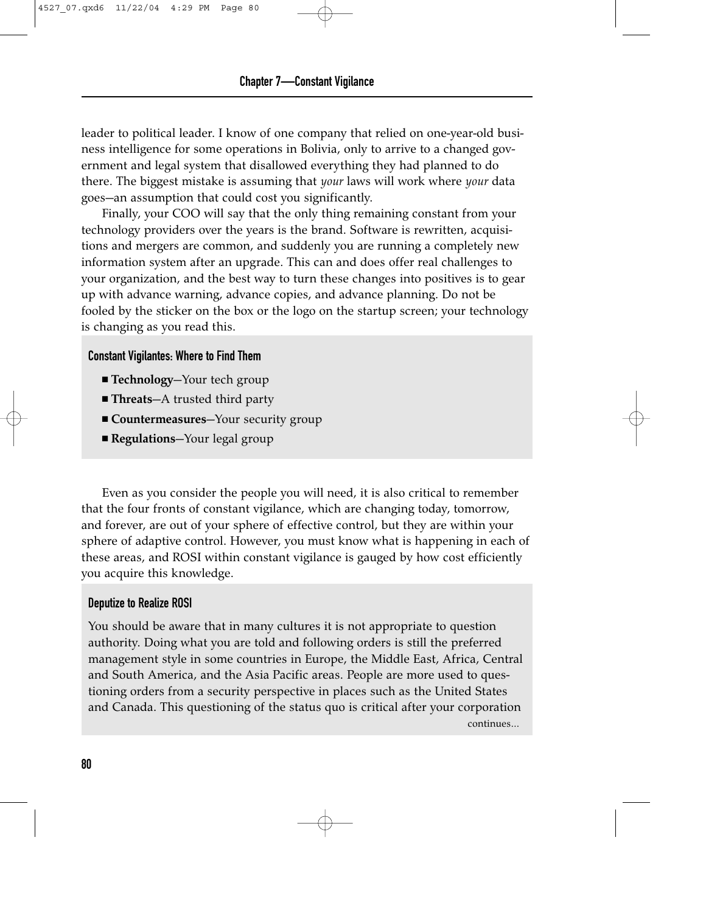leader to political leader. I know of one company that relied on one-year-old business intelligence for some operations in Bolivia, only to arrive to a changed government and legal system that disallowed everything they had planned to do there. The biggest mistake is assuming that *your* laws will work where *your* data goes—an assumption that could cost you significantly.

Finally, your COO will say that the only thing remaining constant from your technology providers over the years is the brand. Software is rewritten, acquisitions and mergers are common, and suddenly you are running a completely new information system after an upgrade. This can and does offer real challenges to your organization, and the best way to turn these changes into positives is to gear up with advance warning, advance copies, and advance planning. Do not be fooled by the sticker on the box or the logo on the startup screen; your technology is changing as you read this.

### Constant Vigilantes: Where to Find Them

- **Technology**—Your tech group
- **Threats**—A trusted third party
- **Countermeasures**—Your security group
- **Regulations**—Your legal group

Even as you consider the people you will need, it is also critical to remember that the four fronts of constant vigilance, which are changing today, tomorrow, and forever, are out of your sphere of effective control, but they are within your sphere of adaptive control. However, you must know what is happening in each of these areas, and ROSI within constant vigilance is gauged by how cost efficiently you acquire this knowledge.

### Deputize to Realize ROSI

You should be aware that in many cultures it is not appropriate to question authority. Doing what you are told and following orders is still the preferred management style in some countries in Europe, the Middle East, Africa, Central and South America, and the Asia Pacific areas. People are more used to questioning orders from a security perspective in places such as the United States and Canada. This questioning of the status quo is critical after your corporation

continues...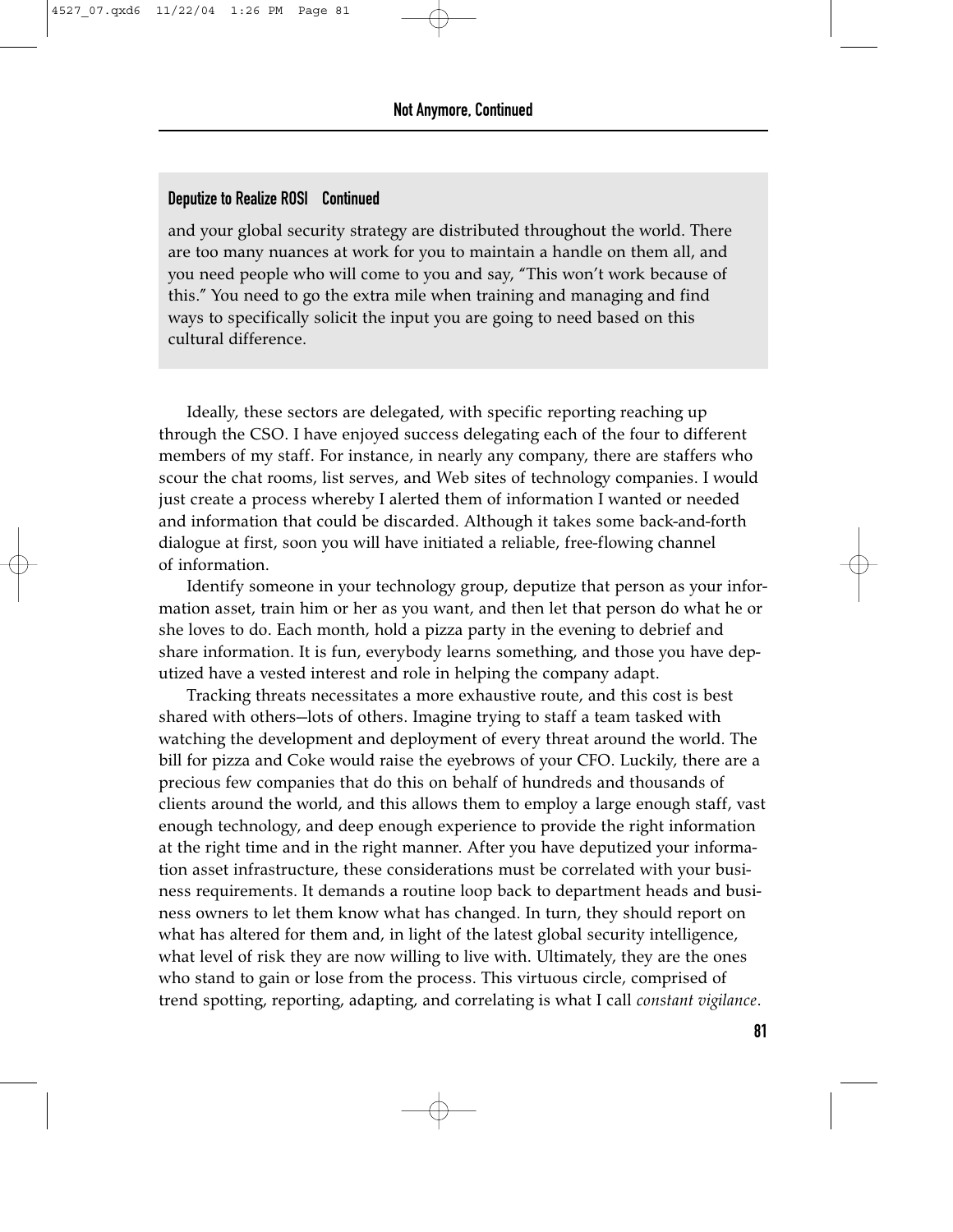### Deputize to Realize ROSI Continued

and your global security strategy are distributed throughout the world. There are too many nuances at work for you to maintain a handle on them all, and you need people who will come to you and say, "This won't work because of this." You need to go the extra mile when training and managing and find ways to specifically solicit the input you are going to need based on this cultural difference.

Ideally, these sectors are delegated, with specific reporting reaching up through the CSO. I have enjoyed success delegating each of the four to different members of my staff. For instance, in nearly any company, there are staffers who scour the chat rooms, list serves, and Web sites of technology companies. I would just create a process whereby I alerted them of information I wanted or needed and information that could be discarded. Although it takes some back-and-forth dialogue at first, soon you will have initiated a reliable, free-flowing channel of information.

Identify someone in your technology group, deputize that person as your information asset, train him or her as you want, and then let that person do what he or she loves to do. Each month, hold a pizza party in the evening to debrief and share information. It is fun, everybody learns something, and those you have deputized have a vested interest and role in helping the company adapt.

Tracking threats necessitates a more exhaustive route, and this cost is best shared with others—lots of others. Imagine trying to staff a team tasked with watching the development and deployment of every threat around the world. The bill for pizza and Coke would raise the eyebrows of your CFO. Luckily, there are a precious few companies that do this on behalf of hundreds and thousands of clients around the world, and this allows them to employ a large enough staff, vast enough technology, and deep enough experience to provide the right information at the right time and in the right manner. After you have deputized your information asset infrastructure, these considerations must be correlated with your business requirements. It demands a routine loop back to department heads and business owners to let them know what has changed. In turn, they should report on what has altered for them and, in light of the latest global security intelligence, what level of risk they are now willing to live with. Ultimately, they are the ones who stand to gain or lose from the process. This virtuous circle, comprised of trend spotting, reporting, adapting, and correlating is what I call *constant vigilance*.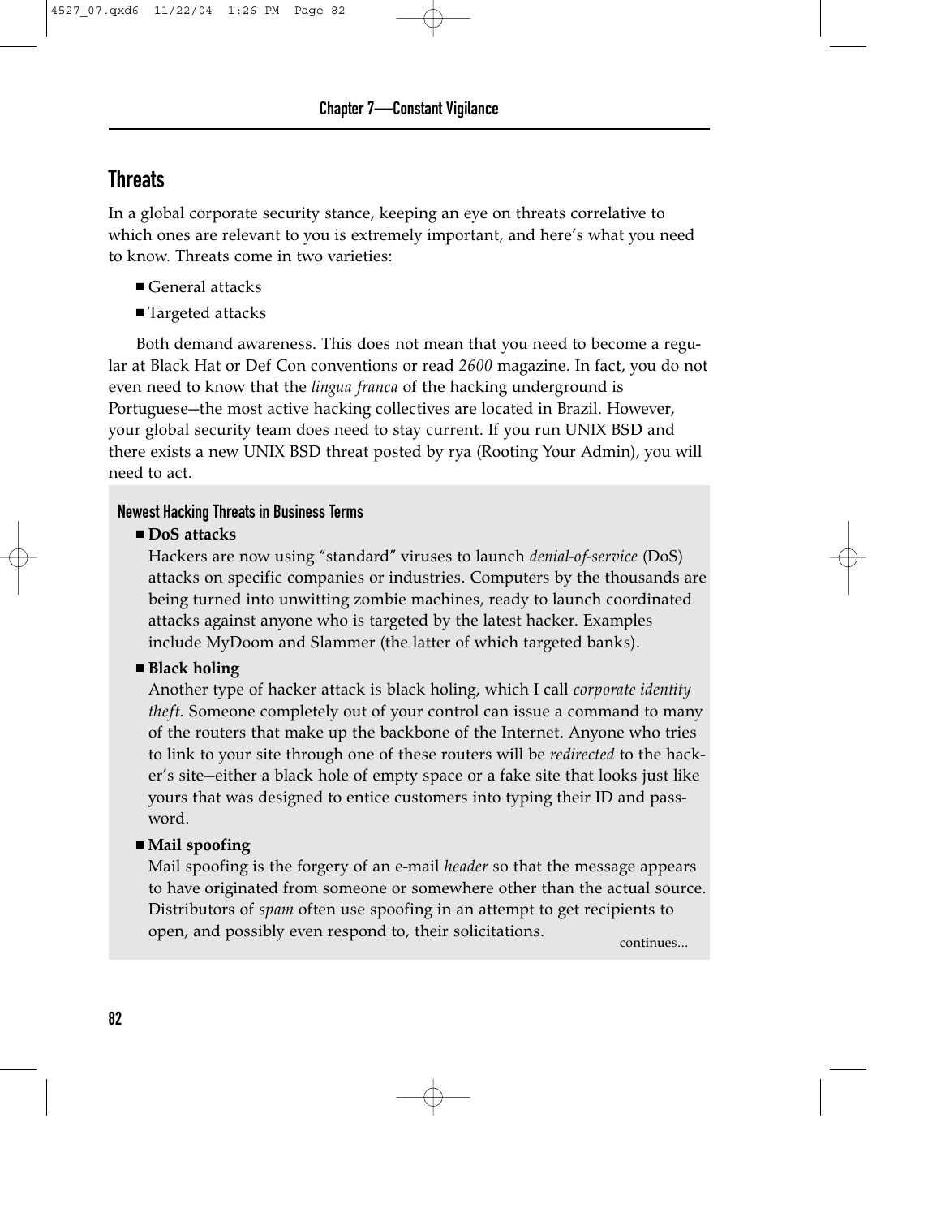## Threats

In a global corporate security stance, keeping an eye on threats correlative to which ones are relevant to you is extremely important, and here's what you need to know. Threats come in two varieties:

- General attacks
- Targeted attacks

Both demand awareness. This does not mean that you need to become a regular at Black Hat or Def Con conventions or read *2600* magazine. In fact, you do not even need to know that the *lingua franca* of the hacking underground is Portuguese—the most active hacking collectives are located in Brazil. However, your global security team does need to stay current. If you run UNIX BSD and there exists a new UNIX BSD threat posted by rya (Rooting Your Admin), you will need to act.

### Newest Hacking Threats in Business Terms

- **DoS attacks**
  Hackers are now using "standard" viruses to launch *denial-of-service* (DoS) attacks on specific companies or industries. Computers by the thousands are being turned into unwitting zombie machines, ready to launch coordinated attacks against anyone who is targeted by the latest hacker. Examples include MyDoom and Slammer (the latter of which targeted banks).
- **Black holing**
  Another type of hacker attack is black holing, which I call *corporate identity theft*. Someone completely out of your control can issue a command to many of the routers that make up the backbone of the Internet. Anyone who tries to link to your site through one of these routers will be *redirected* to the hacker's site—either a black hole of empty space or a fake site that looks just like yours that was designed to entice customers into typing their ID and password.
- **Mail spoofing**
  Mail spoofing is the forgery of an e-mail *header* so that the message appears to have originated from someone or somewhere other than the actual source. Distributors of *spam* often use spoofing in an attempt to get recipients to open, and possibly even respond to, their solicitations.

continues...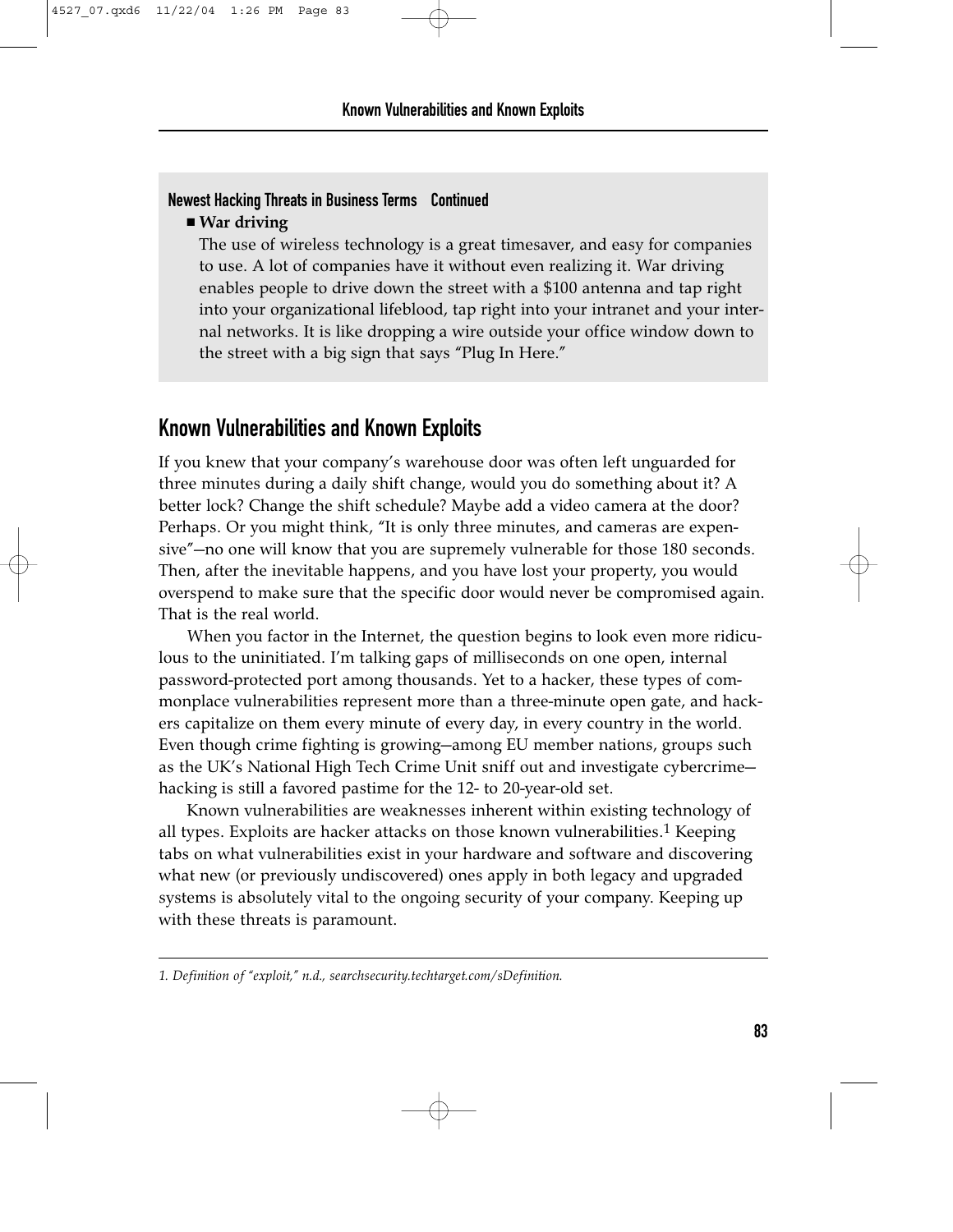**Newest Hacking Threats in Business Terms Continued**

- **War driving**

  The use of wireless technology is a great timesaver, and easy for companies to use. A lot of companies have it without even realizing it. War driving enables people to drive down the street with a $100 antenna and tap right into your organizational lifeblood, tap right into your intranet and your internal networks. It is like dropping a wire outside your office window down to the street with a big sign that says "Plug In Here."

## Known Vulnerabilities and Known Exploits

If you knew that your company's warehouse door was often left unguarded for three minutes during a daily shift change, would you do something about it? A better lock? Change the shift schedule? Maybe add a video camera at the door? Perhaps. Or you might think, "It is only three minutes, and cameras are expensive"—no one will know that you are supremely vulnerable for those 180 seconds. Then, after the inevitable happens, and you have lost your property, you would overspend to make sure that the specific door would never be compromised again. That is the real world.

When you factor in the Internet, the question begins to look even more ridiculous to the uninitiated. I'm talking gaps of milliseconds on one open, internal password-protected port among thousands. Yet to a hacker, these types of commonplace vulnerabilities represent more than a three-minute open gate, and hackers capitalize on them every minute of every day, in every country in the world. Even though crime fighting is growing—among EU member nations, groups such as the UK's National High Tech Crime Unit sniff out and investigate cybercrime—hacking is still a favored pastime for the 12- to 20-year-old set.

Known vulnerabilities are weaknesses inherent within existing technology of all types. Exploits are hacker attacks on those known vulnerabilities.[1] Keeping tabs on what vulnerabilities exist in your hardware and software and discovering what new (or previously undiscovered) ones apply in both legacy and upgraded systems is absolutely vital to the ongoing security of your company. Keeping up with these threats is paramount.

---

*1. Definition of "exploit," n.d., searchsecurity.techtarget.com/sDefinition.*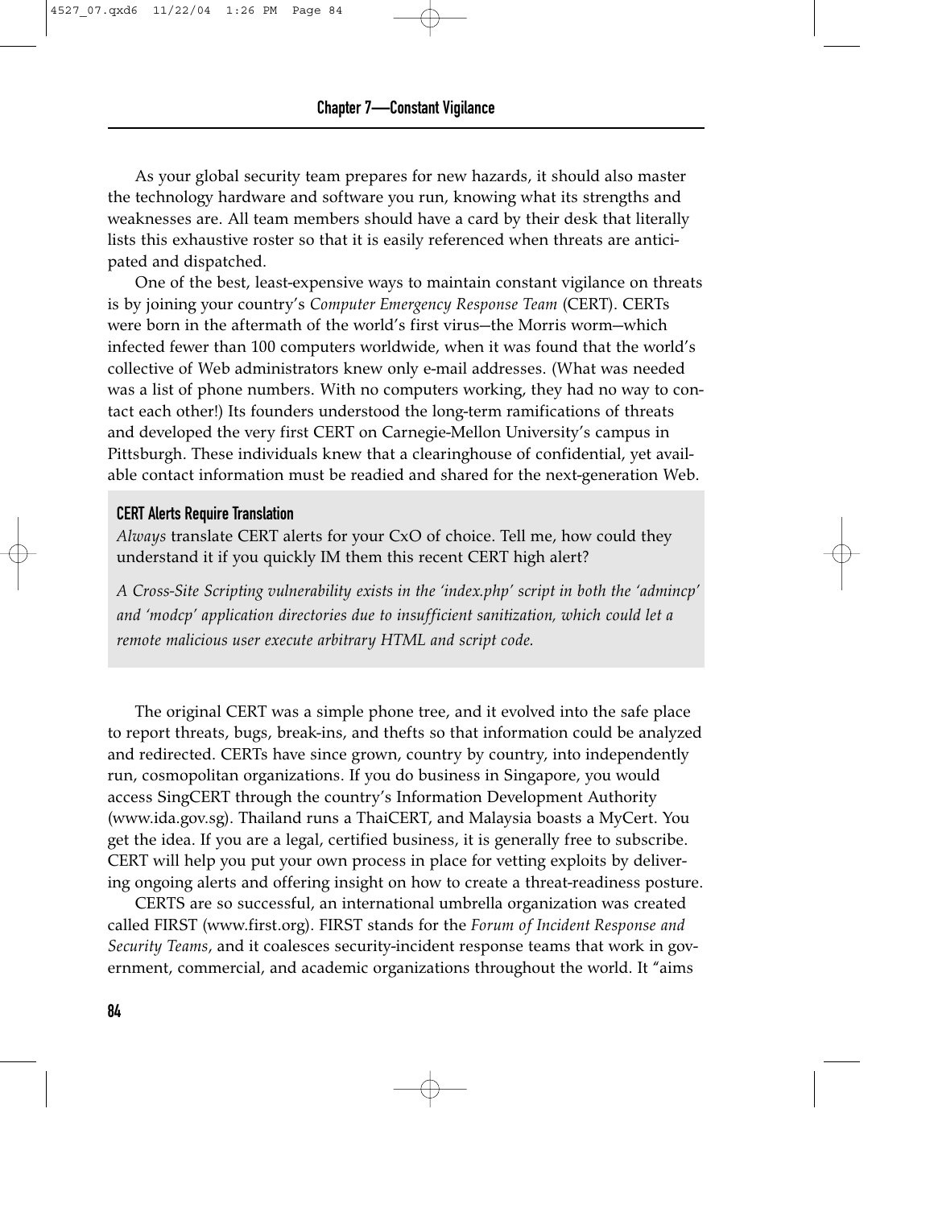As your global security team prepares for new hazards, it should also master the technology hardware and software you run, knowing what its strengths and weaknesses are. All team members should have a card by their desk that literally lists this exhaustive roster so that it is easily referenced when threats are anticipated and dispatched.

One of the best, least-expensive ways to maintain constant vigilance on threats is by joining your country's *Computer Emergency Response Team* (CERT). CERTs were born in the aftermath of the world's first virus—the Morris worm—which infected fewer than 100 computers worldwide, when it was found that the world's collective of Web administrators knew only e-mail addresses. (What was needed was a list of phone numbers. With no computers working, they had no way to contact each other!) Its founders understood the long-term ramifications of threats and developed the very first CERT on Carnegie-Mellon University's campus in Pittsburgh. These individuals knew that a clearinghouse of confidential, yet available contact information must be readied and shared for the next-generation Web.

#### CERT Alerts Require Translation

*Always* translate CERT alerts for your CxO of choice. Tell me, how could they understand it if you quickly IM them this recent CERT high alert?

*A Cross-Site Scripting vulnerability exists in the 'index.php' script in both the 'admincp' and 'modcp' application directories due to insufficient sanitization, which could let a remote malicious user execute arbitrary HTML and script code.*

The original CERT was a simple phone tree, and it evolved into the safe place to report threats, bugs, break-ins, and thefts so that information could be analyzed and redirected. CERTs have since grown, country by country, into independently run, cosmopolitan organizations. If you do business in Singapore, you would access SingCERT through the country's Information Development Authority (www.ida.gov.sg). Thailand runs a ThaiCERT, and Malaysia boasts a MyCert. You get the idea. If you are a legal, certified business, it is generally free to subscribe. CERT will help you put your own process in place for vetting exploits by delivering ongoing alerts and offering insight on how to create a threat-readiness posture.

CERTS are so successful, an international umbrella organization was created called FIRST (www.first.org). FIRST stands for the *Forum of Incident Response and Security Teams*, and it coalesces security-incident response teams that work in government, commercial, and academic organizations throughout the world. It "aims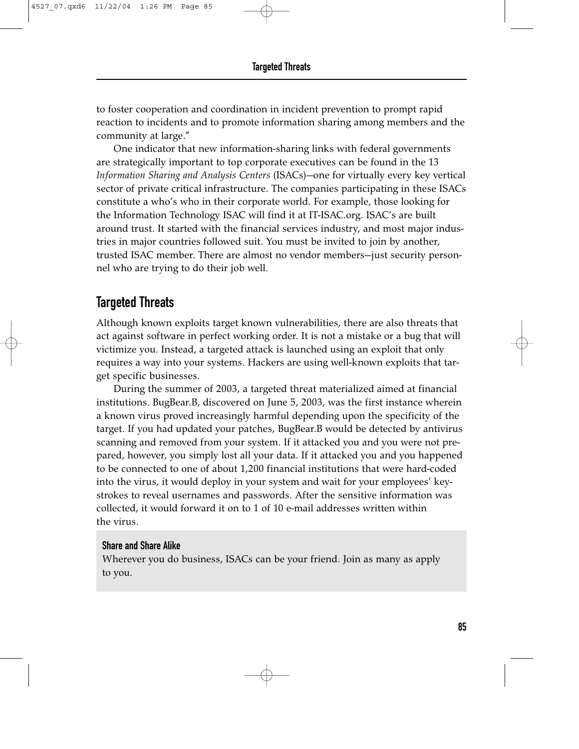to foster cooperation and coordination in incident prevention to prompt rapid reaction to incidents and to promote information sharing among members and the community at large."

One indicator that new information-sharing links with federal governments are strategically important to top corporate executives can be found in the 13 *Information Sharing and Analysis Centers* (ISACs)—one for virtually every key vertical sector of private critical infrastructure. The companies participating in these ISACs constitute a who's who in their corporate world. For example, those looking for the Information Technology ISAC will find it at IT-ISAC.org. ISAC's are built around trust. It started with the financial services industry, and most major industries in major countries followed suit. You must be invited to join by another, trusted ISAC member. There are almost no vendor members—just security personnel who are trying to do their job well.

## Targeted Threats

Although known exploits target known vulnerabilities, there are also threats that act against software in perfect working order. It is not a mistake or a bug that will victimize you. Instead, a targeted attack is launched using an exploit that only requires a way into your systems. Hackers are using well-known exploits that target specific businesses.

During the summer of 2003, a targeted threat materialized aimed at financial institutions. BugBear.B, discovered on June 5, 2003, was the first instance wherein a known virus proved increasingly harmful depending upon the specificity of the target. If you had updated your patches, BugBear.B would be detected by antivirus scanning and removed from your system. If it attacked you and you were not prepared, however, you simply lost all your data. If it attacked you and you happened to be connected to one of about 1,200 financial institutions that were hard-coded into the virus, it would deploy in your system and wait for your employees' keystrokes to reveal usernames and passwords. After the sensitive information was collected, it would forward it on to 1 of 10 e-mail addresses written within the virus.

> **Share and Share Alike**
>
> Wherever you do business, ISACs can be your friend. Join as many as apply to you.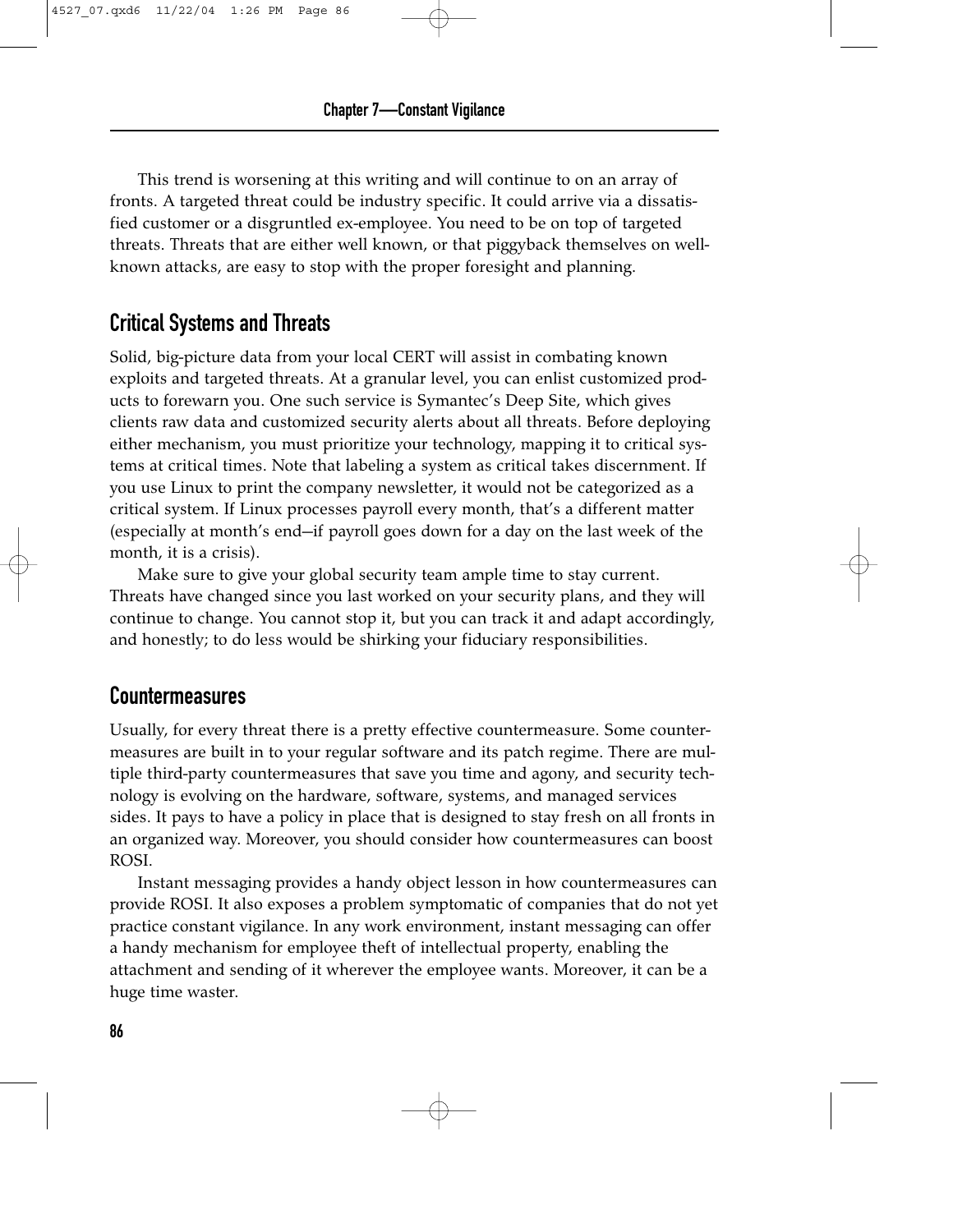This trend is worsening at this writing and will continue to on an array of fronts. A targeted threat could be industry specific. It could arrive via a dissatisfied customer or a disgruntled ex-employee. You need to be on top of targeted threats. Threats that are either well known, or that piggyback themselves on well-known attacks, are easy to stop with the proper foresight and planning.

## Critical Systems and Threats

Solid, big-picture data from your local CERT will assist in combating known exploits and targeted threats. At a granular level, you can enlist customized products to forewarn you. One such service is Symantec's Deep Site, which gives clients raw data and customized security alerts about all threats. Before deploying either mechanism, you must prioritize your technology, mapping it to critical systems at critical times. Note that labeling a system as critical takes discernment. If you use Linux to print the company newsletter, it would not be categorized as a critical system. If Linux processes payroll every month, that's a different matter (especially at month's end—if payroll goes down for a day on the last week of the month, it is a crisis).

Make sure to give your global security team ample time to stay current. Threats have changed since you last worked on your security plans, and they will continue to change. You cannot stop it, but you can track it and adapt accordingly, and honestly; to do less would be shirking your fiduciary responsibilities.

## Countermeasures

Usually, for every threat there is a pretty effective countermeasure. Some countermeasures are built in to your regular software and its patch regime. There are multiple third-party countermeasures that save you time and agony, and security technology is evolving on the hardware, software, systems, and managed services sides. It pays to have a policy in place that is designed to stay fresh on all fronts in an organized way. Moreover, you should consider how countermeasures can boost ROSI.

Instant messaging provides a handy object lesson in how countermeasures can provide ROSI. It also exposes a problem symptomatic of companies that do not yet practice constant vigilance. In any work environment, instant messaging can offer a handy mechanism for employee theft of intellectual property, enabling the attachment and sending of it wherever the employee wants. Moreover, it can be a huge time waster.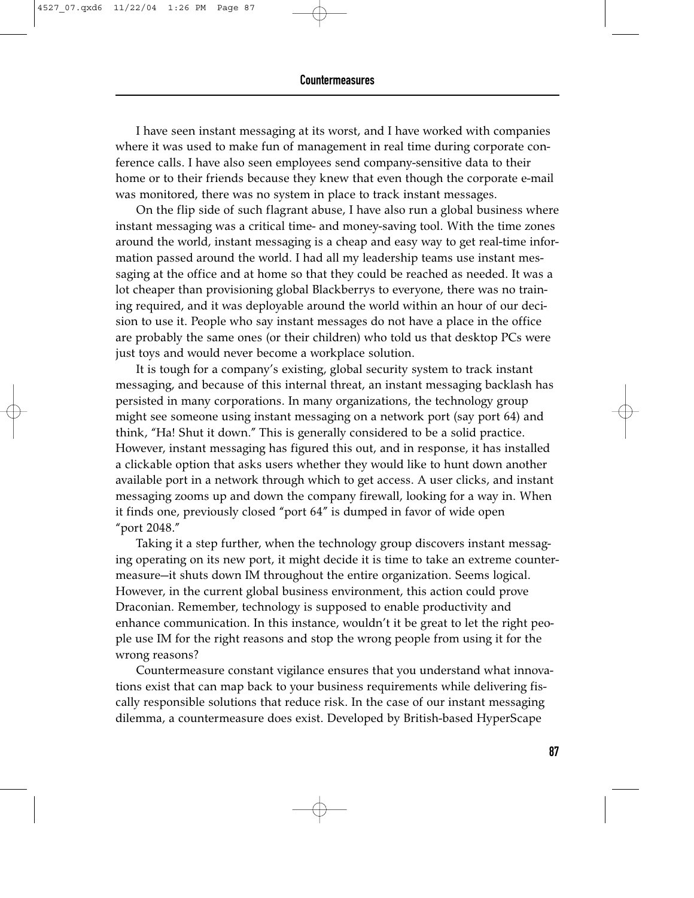I have seen instant messaging at its worst, and I have worked with companies where it was used to make fun of management in real time during corporate conference calls. I have also seen employees send company-sensitive data to their home or to their friends because they knew that even though the corporate e-mail was monitored, there was no system in place to track instant messages.

On the flip side of such flagrant abuse, I have also run a global business where instant messaging was a critical time- and money-saving tool. With the time zones around the world, instant messaging is a cheap and easy way to get real-time information passed around the world. I had all my leadership teams use instant messaging at the office and at home so that they could be reached as needed. It was a lot cheaper than provisioning global Blackberrys to everyone, there was no training required, and it was deployable around the world within an hour of our decision to use it. People who say instant messages do not have a place in the office are probably the same ones (or their children) who told us that desktop PCs were just toys and would never become a workplace solution.

It is tough for a company's existing, global security system to track instant messaging, and because of this internal threat, an instant messaging backlash has persisted in many corporations. In many organizations, the technology group might see someone using instant messaging on a network port (say port 64) and think, "Ha! Shut it down." This is generally considered to be a solid practice. However, instant messaging has figured this out, and in response, it has installed a clickable option that asks users whether they would like to hunt down another available port in a network through which to get access. A user clicks, and instant messaging zooms up and down the company firewall, looking for a way in. When it finds one, previously closed "port 64" is dumped in favor of wide open "port 2048."

Taking it a step further, when the technology group discovers instant messaging operating on its new port, it might decide it is time to take an extreme countermeasure—it shuts down IM throughout the entire organization. Seems logical. However, in the current global business environment, this action could prove Draconian. Remember, technology is supposed to enable productivity and enhance communication. In this instance, wouldn't it be great to let the right people use IM for the right reasons and stop the wrong people from using it for the wrong reasons?

Countermeasure constant vigilance ensures that you understand what innovations exist that can map back to your business requirements while delivering fiscally responsible solutions that reduce risk. In the case of our instant messaging dilemma, a countermeasure does exist. Developed by British-based HyperScape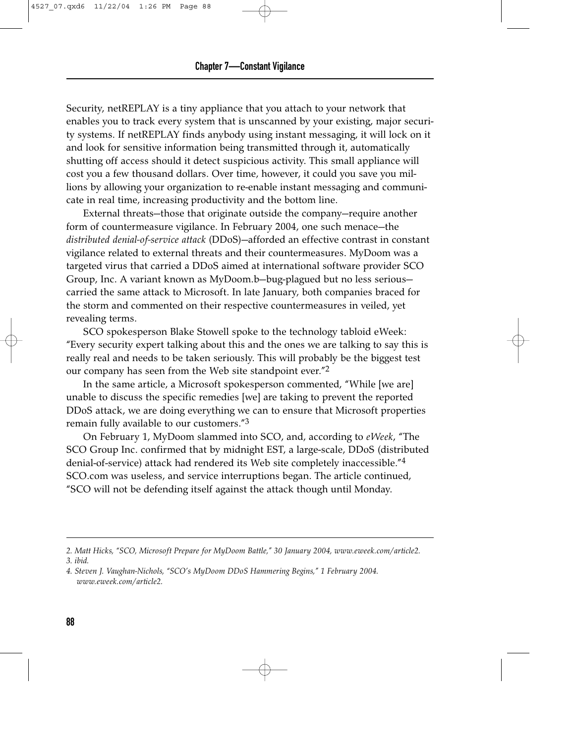Security, netREPLAY is a tiny appliance that you attach to your network that enables you to track every system that is unscanned by your existing, major security systems. If netREPLAY finds anybody using instant messaging, it will lock on it and look for sensitive information being transmitted through it, automatically shutting off access should it detect suspicious activity. This small appliance will cost you a few thousand dollars. Over time, however, it could you save you millions by allowing your organization to re-enable instant messaging and communicate in real time, increasing productivity and the bottom line.

External threats—those that originate outside the company—require another form of countermeasure vigilance. In February 2004, one such menace—the *distributed denial-of-service attack* (DDoS)—afforded an effective contrast in constant vigilance related to external threats and their countermeasures. MyDoom was a targeted virus that carried a DDoS aimed at international software provider SCO Group, Inc. A variant known as MyDoom.b—bug-plagued but no less serious—carried the same attack to Microsoft. In late January, both companies braced for the storm and commented on their respective countermeasures in veiled, yet revealing terms.

SCO spokesperson Blake Stowell spoke to the technology tabloid eWeek: "Every security expert talking about this and the ones we are talking to say this is really real and needs to be taken seriously. This will probably be the biggest test our company has seen from the Web site standpoint ever."[2]

In the same article, a Microsoft spokesperson commented, "While [we are] unable to discuss the specific remedies [we] are taking to prevent the reported DDoS attack, we are doing everything we can to ensure that Microsoft properties remain fully available to our customers."[3]

On February 1, MyDoom slammed into SCO, and, according to *eWeek*, "The SCO Group Inc. confirmed that by midnight EST, a large-scale, DDoS (distributed denial-of-service) attack had rendered its Web site completely inaccessible."[4] SCO.com was useless, and service interruptions began. The article continued, "SCO will not be defending itself against the attack though until Monday.

---

*2. Matt Hicks, "SCO, Microsoft Prepare for MyDoom Battle," 30 January 2004, www.eweek.com/article2.*

*3. ibid.*

*4. Steven J. Vaughan-Nichols, "SCO's MyDoom DDoS Hammering Begins," 1 February 2004. www.eweek.com/article2.*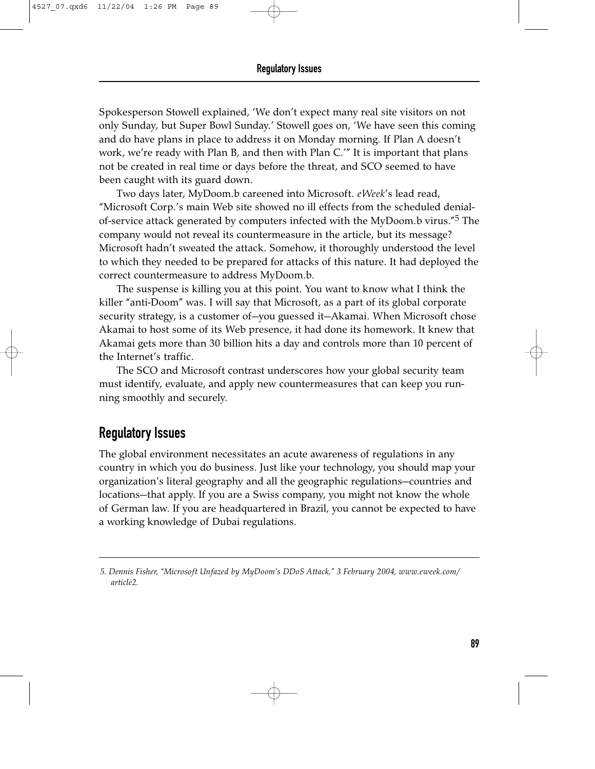Spokesperson Stowell explained, 'We don't expect many real site visitors on not only Sunday, but Super Bowl Sunday.' Stowell goes on, 'We have seen this coming and do have plans in place to address it on Monday morning. If Plan A doesn't work, we're ready with Plan B, and then with Plan C.'" It is important that plans not be created in real time or days before the threat, and SCO seemed to have been caught with its guard down.

Two days later, MyDoom.b careened into Microsoft. *eWeek*'s lead read, "Microsoft Corp.'s main Web site showed no ill effects from the scheduled denial-of-service attack generated by computers infected with the MyDoom.b virus."[5] The company would not reveal its countermeasure in the article, but its message? Microsoft hadn't sweated the attack. Somehow, it thoroughly understood the level to which they needed to be prepared for attacks of this nature. It had deployed the correct countermeasure to address MyDoom.b.

The suspense is killing you at this point. You want to know what I think the killer "anti-Doom" was. I will say that Microsoft, as a part of its global corporate security strategy, is a customer of—you guessed it—Akamai. When Microsoft chose Akamai to host some of its Web presence, it had done its homework. It knew that Akamai gets more than 30 billion hits a day and controls more than 10 percent of the Internet's traffic.

The SCO and Microsoft contrast underscores how your global security team must identify, evaluate, and apply new countermeasures that can keep you running smoothly and securely.

## Regulatory Issues

The global environment necessitates an acute awareness of regulations in any country in which you do business. Just like your technology, you should map your organization's literal geography and all the geographic regulations—countries and locations—that apply. If you are a Swiss company, you might not know the whole of German law. If you are headquartered in Brazil, you cannot be expected to have a working knowledge of Dubai regulations.

---

*5. Dennis Fisher, "Microsoft Unfazed by MyDoom's DDoS Attack," 3 February 2004, www.eweek.com/article2.*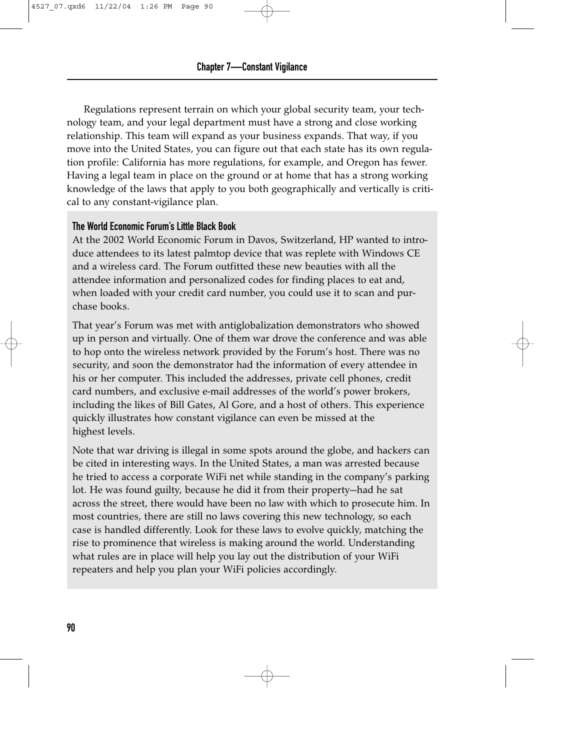Regulations represent terrain on which your global security team, your technology team, and your legal department must have a strong and close working relationship. This team will expand as your business expands. That way, if you move into the United States, you can figure out that each state has its own regulation profile: California has more regulations, for example, and Oregon has fewer. Having a legal team in place on the ground or at home that has a strong working knowledge of the laws that apply to you both geographically and vertically is critical to any constant-vigilance plan.

### The World Economic Forum's Little Black Book

At the 2002 World Economic Forum in Davos, Switzerland, HP wanted to introduce attendees to its latest palmtop device that was replete with Windows CE and a wireless card. The Forum outfitted these new beauties with all the attendee information and personalized codes for finding places to eat and, when loaded with your credit card number, you could use it to scan and purchase books.

That year's Forum was met with antiglobalization demonstrators who showed up in person and virtually. One of them war drove the conference and was able to hop onto the wireless network provided by the Forum's host. There was no security, and soon the demonstrator had the information of every attendee in his or her computer. This included the addresses, private cell phones, credit card numbers, and exclusive e-mail addresses of the world's power brokers, including the likes of Bill Gates, Al Gore, and a host of others. This experience quickly illustrates how constant vigilance can even be missed at the highest levels.

Note that war driving is illegal in some spots around the globe, and hackers can be cited in interesting ways. In the United States, a man was arrested because he tried to access a corporate WiFi net while standing in the company's parking lot. He was found guilty, because he did it from their property—had he sat across the street, there would have been no law with which to prosecute him. In most countries, there are still no laws covering this new technology, so each case is handled differently. Look for these laws to evolve quickly, matching the rise to prominence that wireless is making around the world. Understanding what rules are in place will help you lay out the distribution of your WiFi repeaters and help you plan your WiFi policies accordingly.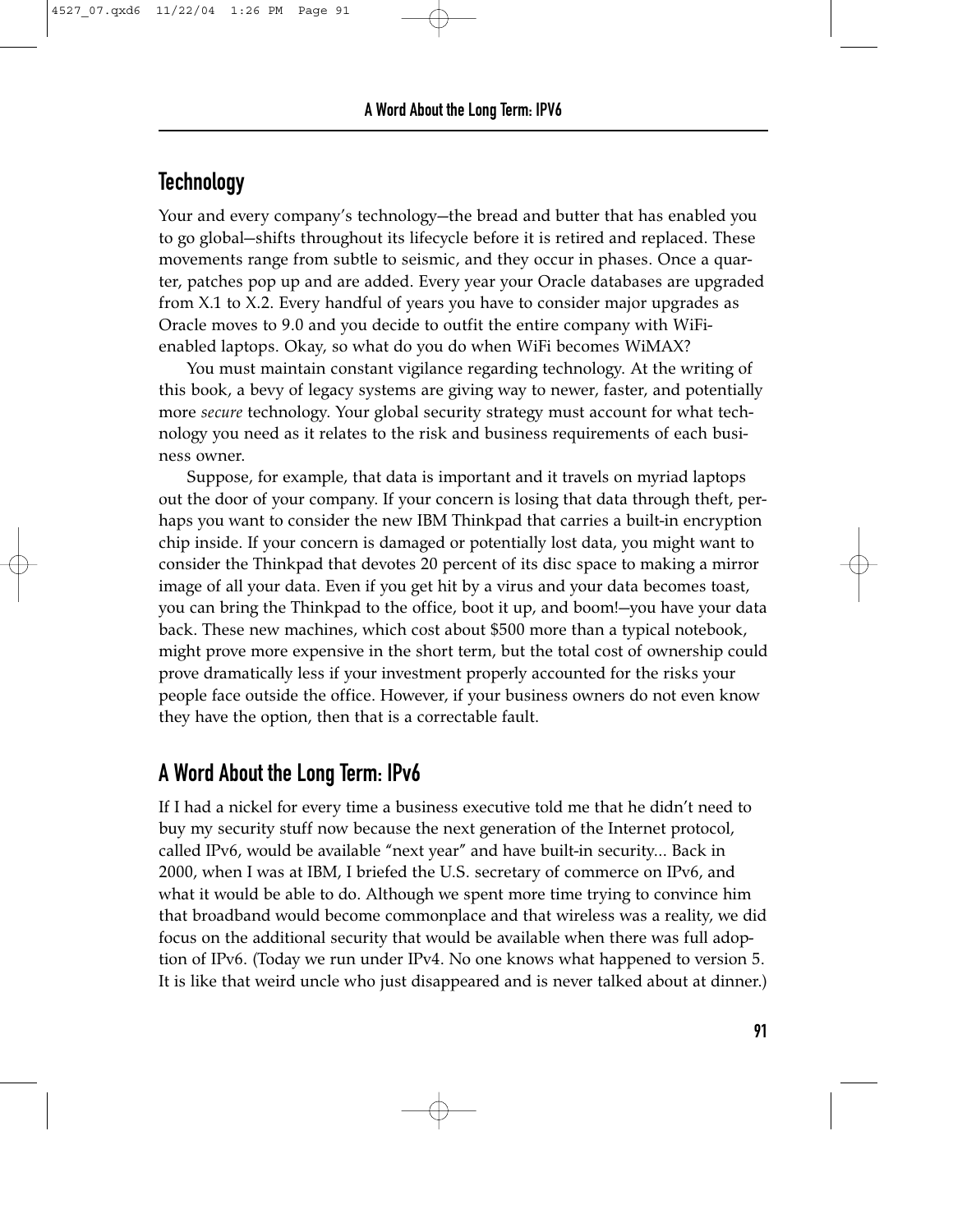## Technology

Your and every company's technology—the bread and butter that has enabled you to go global—shifts throughout its lifecycle before it is retired and replaced. These movements range from subtle to seismic, and they occur in phases. Once a quarter, patches pop up and are added. Every year your Oracle databases are upgraded from X.1 to X.2. Every handful of years you have to consider major upgrades as Oracle moves to 9.0 and you decide to outfit the entire company with WiFi-enabled laptops. Okay, so what do you do when WiFi becomes WiMAX?

You must maintain constant vigilance regarding technology. At the writing of this book, a bevy of legacy systems are giving way to newer, faster, and potentially more *secure* technology. Your global security strategy must account for what technology you need as it relates to the risk and business requirements of each business owner.

Suppose, for example, that data is important and it travels on myriad laptops out the door of your company. If your concern is losing that data through theft, perhaps you want to consider the new IBM Thinkpad that carries a built-in encryption chip inside. If your concern is damaged or potentially lost data, you might want to consider the Thinkpad that devotes 20 percent of its disc space to making a mirror image of all your data. Even if you get hit by a virus and your data becomes toast, you can bring the Thinkpad to the office, boot it up, and boom!—you have your data back. These new machines, which cost about $500 more than a typical notebook, might prove more expensive in the short term, but the total cost of ownership could prove dramatically less if your investment properly accounted for the risks your people face outside the office. However, if your business owners do not even know they have the option, then that is a correctable fault.

## A Word About the Long Term: IPv6

If I had a nickel for every time a business executive told me that he didn't need to buy my security stuff now because the next generation of the Internet protocol, called IPv6, would be available "next year" and have built-in security... Back in 2000, when I was at IBM, I briefed the U.S. secretary of commerce on IPv6, and what it would be able to do. Although we spent more time trying to convince him that broadband would become commonplace and that wireless was a reality, we did focus on the additional security that would be available when there was full adoption of IPv6. (Today we run under IPv4. No one knows what happened to version 5. It is like that weird uncle who just disappeared and is never talked about at dinner.)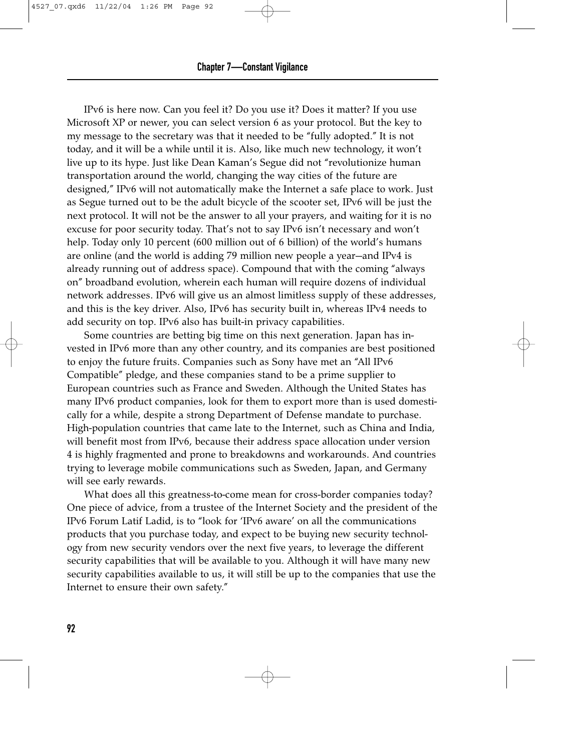IPv6 is here now. Can you feel it? Do you use it? Does it matter? If you use Microsoft XP or newer, you can select version 6 as your protocol. But the key to my message to the secretary was that it needed to be "fully adopted." It is not today, and it will be a while until it is. Also, like much new technology, it won't live up to its hype. Just like Dean Kaman's Segue did not "revolutionize human transportation around the world, changing the way cities of the future are designed," IPv6 will not automatically make the Internet a safe place to work. Just as Segue turned out to be the adult bicycle of the scooter set, IPv6 will be just the next protocol. It will not be the answer to all your prayers, and waiting for it is no excuse for poor security today. That's not to say IPv6 isn't necessary and won't help. Today only 10 percent (600 million out of 6 billion) of the world's humans are online (and the world is adding 79 million new people a year—and IPv4 is already running out of address space). Compound that with the coming "always on" broadband evolution, wherein each human will require dozens of individual network addresses. IPv6 will give us an almost limitless supply of these addresses, and this is the key driver. Also, IPv6 has security built in, whereas IPv4 needs to add security on top. IPv6 also has built-in privacy capabilities.

Some countries are betting big time on this next generation. Japan has invested in IPv6 more than any other country, and its companies are best positioned to enjoy the future fruits. Companies such as Sony have met an "All IPv6 Compatible" pledge, and these companies stand to be a prime supplier to European countries such as France and Sweden. Although the United States has many IPv6 product companies, look for them to export more than is used domestically for a while, despite a strong Department of Defense mandate to purchase. High-population countries that came late to the Internet, such as China and India, will benefit most from IPv6, because their address space allocation under version 4 is highly fragmented and prone to breakdowns and workarounds. And countries trying to leverage mobile communications such as Sweden, Japan, and Germany will see early rewards.

What does all this greatness-to-come mean for cross-border companies today? One piece of advice, from a trustee of the Internet Society and the president of the IPv6 Forum Latif Ladid, is to "look for 'IPv6 aware' on all the communications products that you purchase today, and expect to be buying new security technology from new security vendors over the next five years, to leverage the different security capabilities that will be available to you. Although it will have many new security capabilities available to us, it will still be up to the companies that use the Internet to ensure their own safety."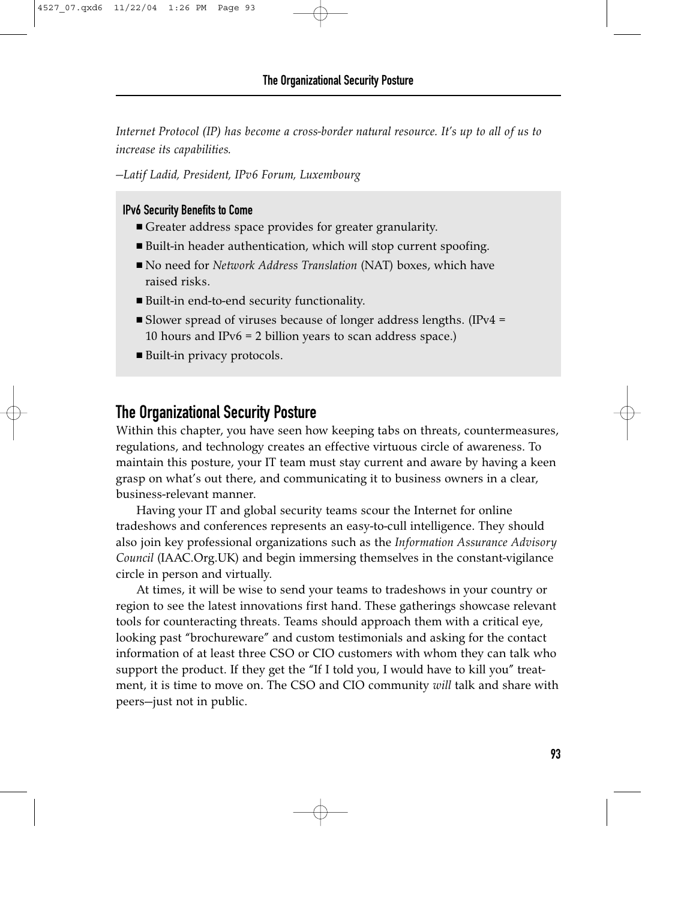*Internet Protocol (IP) has become a cross-border natural resource. It's up to all of us to increase its capabilities.*

*—Latif Ladid, President, IPv6 Forum, Luxembourg*

**IPv6 Security Benefits to Come**

- Greater address space provides for greater granularity.
- Built-in header authentication, which will stop current spoofing.
- No need for *Network Address Translation* (NAT) boxes, which have raised risks.
- Built-in end-to-end security functionality.
- Slower spread of viruses because of longer address lengths. (IPv4 = 10 hours and IPv6 = 2 billion years to scan address space.)
- Built-in privacy protocols.

## The Organizational Security Posture

Within this chapter, you have seen how keeping tabs on threats, countermeasures, regulations, and technology creates an effective virtuous circle of awareness. To maintain this posture, your IT team must stay current and aware by having a keen grasp on what's out there, and communicating it to business owners in a clear, business-relevant manner.

Having your IT and global security teams scour the Internet for online tradeshows and conferences represents an easy-to-cull intelligence. They should also join key professional organizations such as the *Information Assurance Advisory Council* (IAAC.Org.UK) and begin immersing themselves in the constant-vigilance circle in person and virtually.

At times, it will be wise to send your teams to tradeshows in your country or region to see the latest innovations first hand. These gatherings showcase relevant tools for counteracting threats. Teams should approach them with a critical eye, looking past "brochureware" and custom testimonials and asking for the contact information of at least three CSO or CIO customers with whom they can talk who support the product. If they get the "If I told you, I would have to kill you" treatment, it is time to move on. The CSO and CIO community *will* talk and share with peers—just not in public.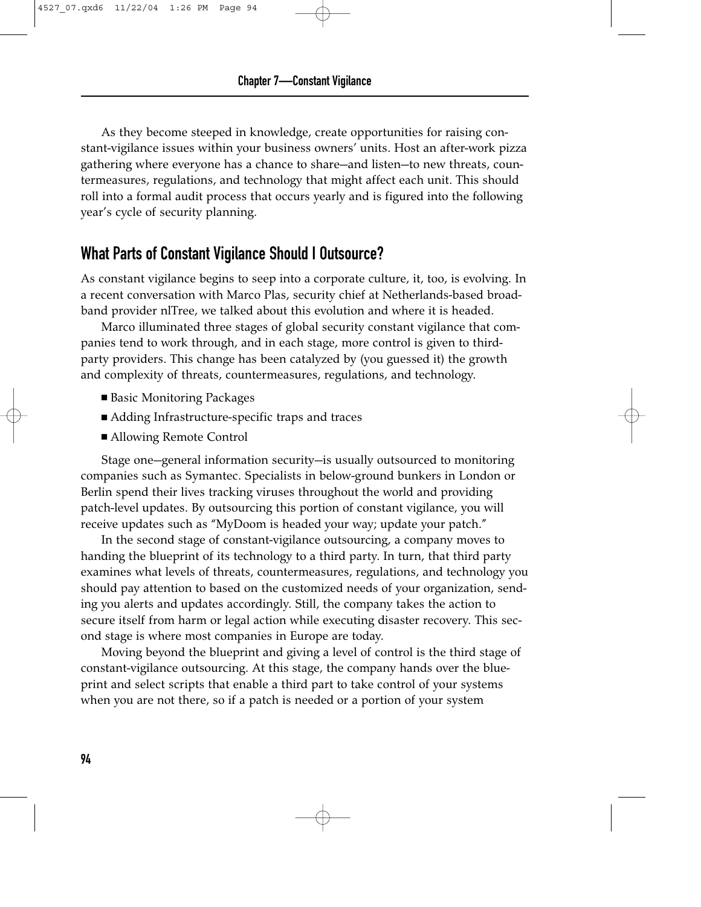As they become steeped in knowledge, create opportunities for raising constant-vigilance issues within your business owners' units. Host an after-work pizza gathering where everyone has a chance to share—and listen—to new threats, countermeasures, regulations, and technology that might affect each unit. This should roll into a formal audit process that occurs yearly and is figured into the following year's cycle of security planning.

## What Parts of Constant Vigilance Should I Outsource?

As constant vigilance begins to seep into a corporate culture, it, too, is evolving. In a recent conversation with Marco Plas, security chief at Netherlands-based broadband provider nlTree, we talked about this evolution and where it is headed.

Marco illuminated three stages of global security constant vigilance that companies tend to work through, and in each stage, more control is given to third-party providers. This change has been catalyzed by (you guessed it) the growth and complexity of threats, countermeasures, regulations, and technology.

- Basic Monitoring Packages
- Adding Infrastructure-specific traps and traces
- Allowing Remote Control

Stage one—general information security—is usually outsourced to monitoring companies such as Symantec. Specialists in below-ground bunkers in London or Berlin spend their lives tracking viruses throughout the world and providing patch-level updates. By outsourcing this portion of constant vigilance, you will receive updates such as "MyDoom is headed your way; update your patch."

In the second stage of constant-vigilance outsourcing, a company moves to handing the blueprint of its technology to a third party. In turn, that third party examines what levels of threats, countermeasures, regulations, and technology you should pay attention to based on the customized needs of your organization, sending you alerts and updates accordingly. Still, the company takes the action to secure itself from harm or legal action while executing disaster recovery. This second stage is where most companies in Europe are today.

Moving beyond the blueprint and giving a level of control is the third stage of constant-vigilance outsourcing. At this stage, the company hands over the blueprint and select scripts that enable a third part to take control of your systems when you are not there, so if a patch is needed or a portion of your system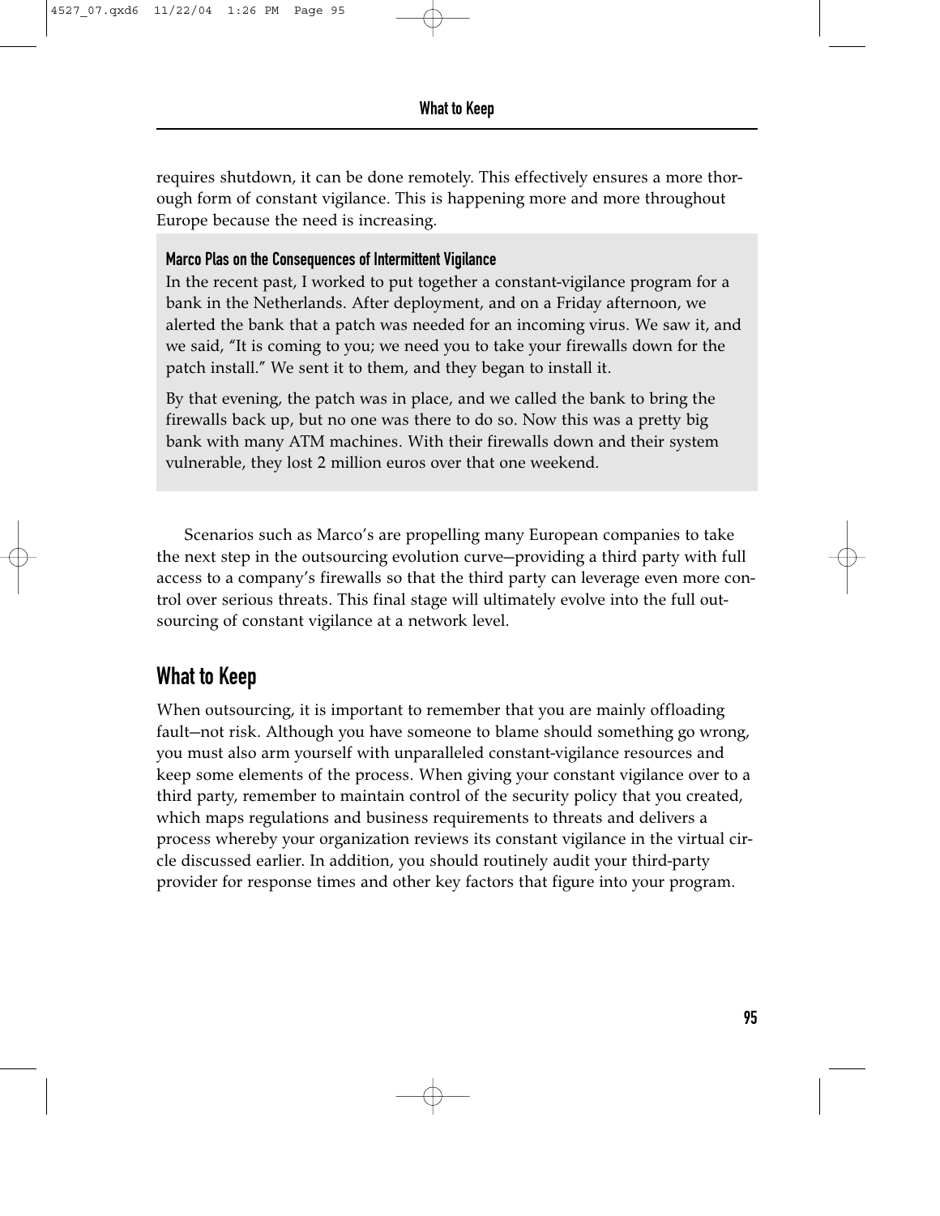requires shutdown, it can be done remotely. This effectively ensures a more thorough form of constant vigilance. This is happening more and more throughout Europe because the need is increasing.

> **Marco Plas on the Consequences of Intermittent Vigilance**
>
> In the recent past, I worked to put together a constant-vigilance program for a bank in the Netherlands. After deployment, and on a Friday afternoon, we alerted the bank that a patch was needed for an incoming virus. We saw it, and we said, "It is coming to you; we need you to take your firewalls down for the patch install." We sent it to them, and they began to install it.
>
> By that evening, the patch was in place, and we called the bank to bring the firewalls back up, but no one was there to do so. Now this was a pretty big bank with many ATM machines. With their firewalls down and their system vulnerable, they lost 2 million euros over that one weekend.

Scenarios such as Marco's are propelling many European companies to take the next step in the outsourcing evolution curve—providing a third party with full access to a company's firewalls so that the third party can leverage even more control over serious threats. This final stage will ultimately evolve into the full outsourcing of constant vigilance at a network level.

## What to Keep

When outsourcing, it is important to remember that you are mainly offloading fault—not risk. Although you have someone to blame should something go wrong, you must also arm yourself with unparalleled constant-vigilance resources and keep some elements of the process. When giving your constant vigilance over to a third party, remember to maintain control of the security policy that you created, which maps regulations and business requirements to threats and delivers a process whereby your organization reviews its constant vigilance in the virtual circle discussed earlier. In addition, you should routinely audit your third-party provider for response times and other key factors that figure into your program.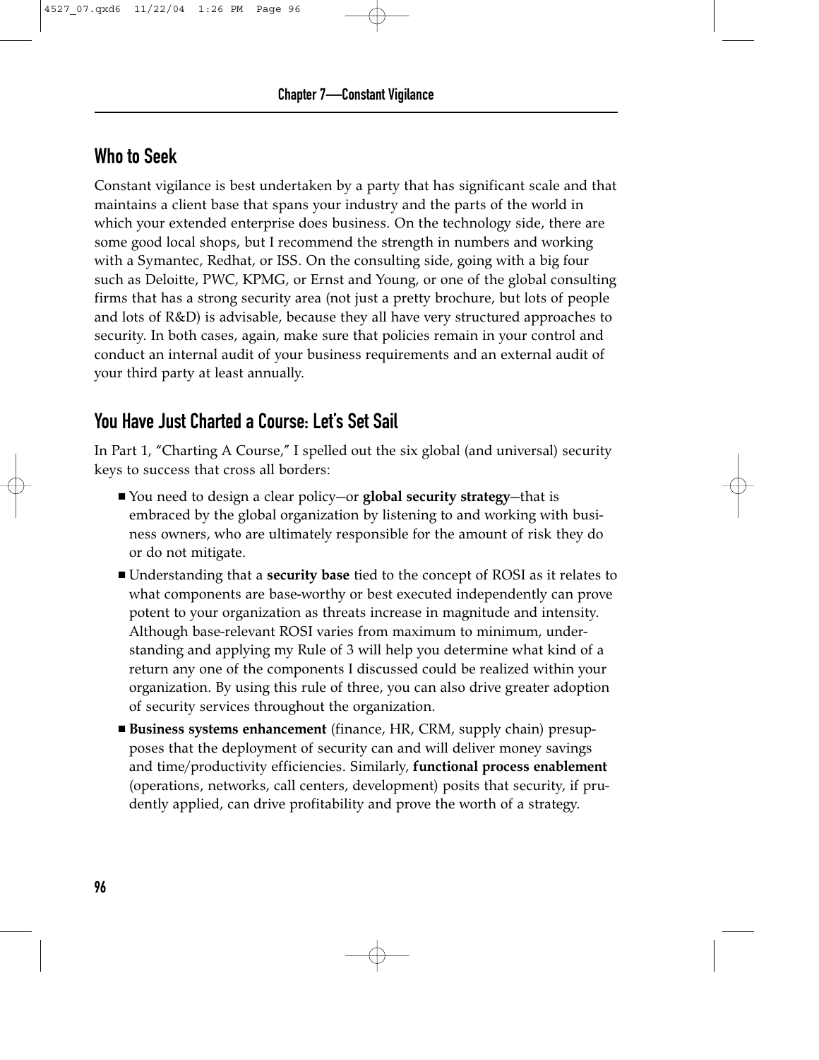## Who to Seek

Constant vigilance is best undertaken by a party that has significant scale and that maintains a client base that spans your industry and the parts of the world in which your extended enterprise does business. On the technology side, there are some good local shops, but I recommend the strength in numbers and working with a Symantec, Redhat, or ISS. On the consulting side, going with a big four such as Deloitte, PWC, KPMG, or Ernst and Young, or one of the global consulting firms that has a strong security area (not just a pretty brochure, but lots of people and lots of R&D) is advisable, because they all have very structured approaches to security. In both cases, again, make sure that policies remain in your control and conduct an internal audit of your business requirements and an external audit of your third party at least annually.

## You Have Just Charted a Course: Let's Set Sail

In Part 1, "Charting A Course," I spelled out the six global (and universal) security keys to success that cross all borders:

- You need to design a clear policy—or **global security strategy**—that is embraced by the global organization by listening to and working with business owners, who are ultimately responsible for the amount of risk they do or do not mitigate.
- Understanding that a **security base** tied to the concept of ROSI as it relates to what components are base-worthy or best executed independently can prove potent to your organization as threats increase in magnitude and intensity. Although base-relevant ROSI varies from maximum to minimum, understanding and applying my Rule of 3 will help you determine what kind of a return any one of the components I discussed could be realized within your organization. By using this rule of three, you can also drive greater adoption of security services throughout the organization.
- **Business systems enhancement** (finance, HR, CRM, supply chain) presupposes that the deployment of security can and will deliver money savings and time/productivity efficiencies. Similarly, **functional process enablement** (operations, networks, call centers, development) posits that security, if prudently applied, can drive profitability and prove the worth of a strategy.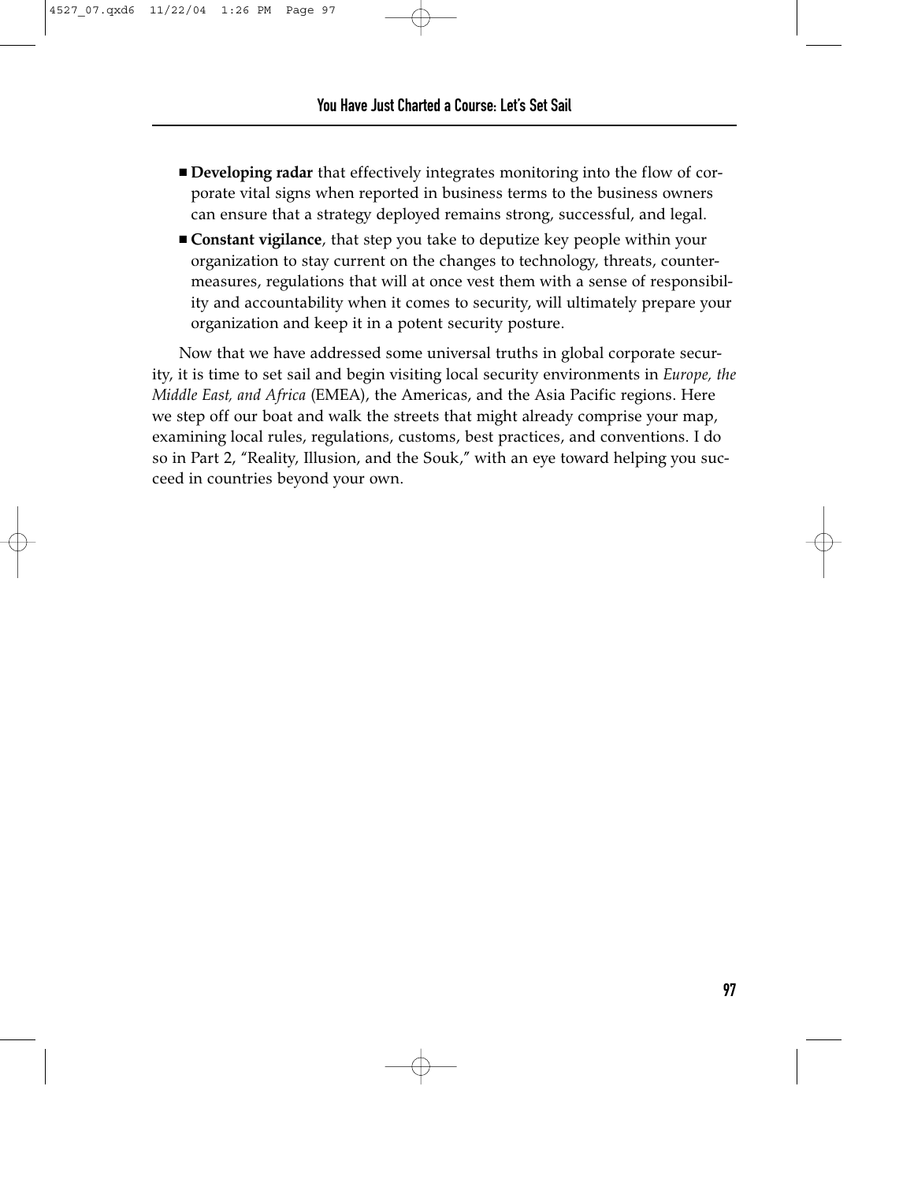- **Developing radar** that effectively integrates monitoring into the flow of corporate vital signs when reported in business terms to the business owners can ensure that a strategy deployed remains strong, successful, and legal.
- **Constant vigilance**, that step you take to deputize key people within your organization to stay current on the changes to technology, threats, countermeasures, regulations that will at once vest them with a sense of responsibility and accountability when it comes to security, will ultimately prepare your organization and keep it in a potent security posture.

Now that we have addressed some universal truths in global corporate security, it is time to set sail and begin visiting local security environments in *Europe, the Middle East, and Africa* (EMEA), the Americas, and the Asia Pacific regions. Here we step off our boat and walk the streets that might already comprise your map, examining local rules, regulations, customs, best practices, and conventions. I do so in Part 2, "Reality, Illusion, and the Souk," with an eye toward helping you succeed in countries beyond your own.